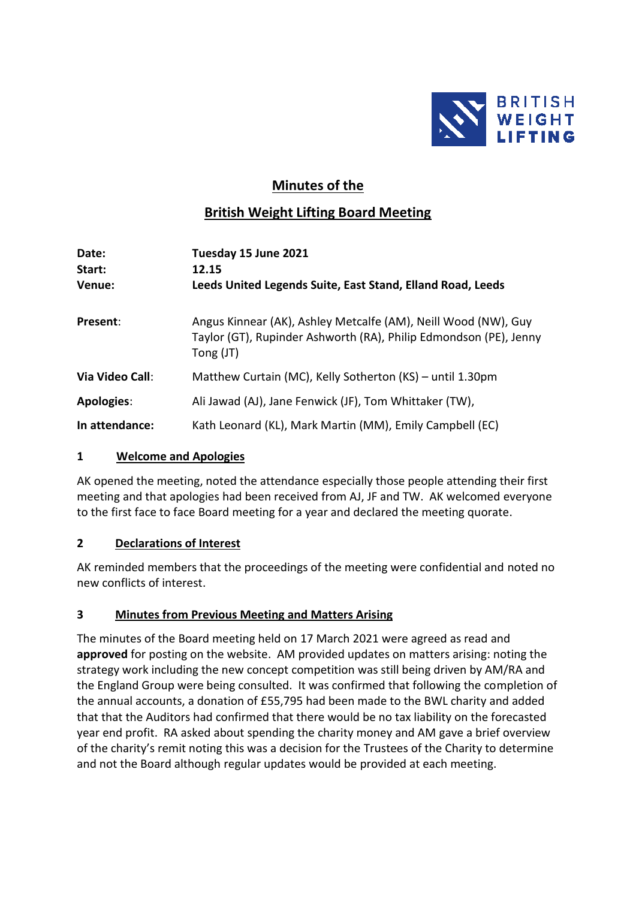BRITISH WEIGHT LIFTING

# Minutes of the

# British Weight Lifting Board Meeting

| | |
|---|---|
| **Date:** | **Tuesday 15 June 2021** |
| **Start:** | **12.15** |
| **Venue:** | **Leeds United Legends Suite, East Stand, Elland Road, Leeds** |
| **Present**: | Angus Kinnear (AK), Ashley Metcalfe (AM), Neill Wood (NW), Guy Taylor (GT), Rupinder Ashworth (RA), Philip Edmondson (PE), Jenny Tong (JT) |
| **Via Video Call**: | Matthew Curtain (MC), Kelly Sotherton (KS) – until 1.30pm |
| **Apologies**: | Ali Jawad (AJ), Jane Fenwick (JF), Tom Whittaker (TW), |
| **In attendance:** | Kath Leonard (KL), Mark Martin (MM), Emily Campbell (EC) |

## 1 Welcome and Apologies

AK opened the meeting, noted the attendance especially those people attending their first meeting and that apologies had been received from AJ, JF and TW. AK welcomed everyone to the first face to face Board meeting for a year and declared the meeting quorate.

## 2 Declarations of Interest

AK reminded members that the proceedings of the meeting were confidential and noted no new conflicts of interest.

## 3 Minutes from Previous Meeting and Matters Arising

The minutes of the Board meeting held on 17 March 2021 were agreed as read and **approved** for posting on the website. AM provided updates on matters arising: noting the strategy work including the new concept competition was still being driven by AM/RA and the England Group were being consulted. It was confirmed that following the completion of the annual accounts, a donation of £55,795 had been made to the BWL charity and added that that the Auditors had confirmed that there would be no tax liability on the forecasted year end profit. RA asked about spending the charity money and AM gave a brief overview of the charity's remit noting this was a decision for the Trustees of the Charity to determine and not the Board although regular updates would be provided at each meeting.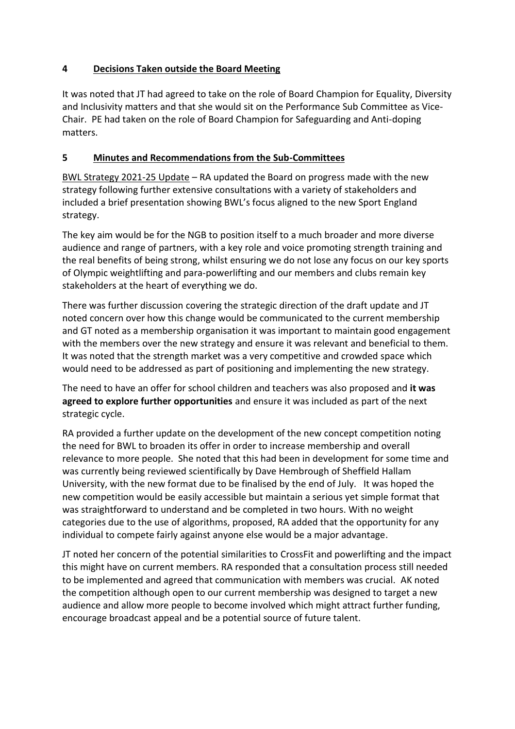## 4 Decisions Taken outside the Board Meeting

It was noted that JT had agreed to take on the role of Board Champion for Equality, Diversity and Inclusivity matters and that she would sit on the Performance Sub Committee as Vice-Chair. PE had taken on the role of Board Champion for Safeguarding and Anti-doping matters.

## 5 Minutes and Recommendations from the Sub-Committees

BWL Strategy 2021-25 Update – RA updated the Board on progress made with the new strategy following further extensive consultations with a variety of stakeholders and included a brief presentation showing BWL's focus aligned to the new Sport England strategy.

The key aim would be for the NGB to position itself to a much broader and more diverse audience and range of partners, with a key role and voice promoting strength training and the real benefits of being strong, whilst ensuring we do not lose any focus on our key sports of Olympic weightlifting and para-powerlifting and our members and clubs remain key stakeholders at the heart of everything we do.

There was further discussion covering the strategic direction of the draft update and JT noted concern over how this change would be communicated to the current membership and GT noted as a membership organisation it was important to maintain good engagement with the members over the new strategy and ensure it was relevant and beneficial to them. It was noted that the strength market was a very competitive and crowded space which would need to be addressed as part of positioning and implementing the new strategy.

The need to have an offer for school children and teachers was also proposed and **it was agreed to explore further opportunities** and ensure it was included as part of the next strategic cycle.

RA provided a further update on the development of the new concept competition noting the need for BWL to broaden its offer in order to increase membership and overall relevance to more people. She noted that this had been in development for some time and was currently being reviewed scientifically by Dave Hembrough of Sheffield Hallam University, with the new format due to be finalised by the end of July. It was hoped the new competition would be easily accessible but maintain a serious yet simple format that was straightforward to understand and be completed in two hours. With no weight categories due to the use of algorithms, proposed, RA added that the opportunity for any individual to compete fairly against anyone else would be a major advantage.

JT noted her concern of the potential similarities to CrossFit and powerlifting and the impact this might have on current members. RA responded that a consultation process still needed to be implemented and agreed that communication with members was crucial. AK noted the competition although open to our current membership was designed to target a new audience and allow more people to become involved which might attract further funding, encourage broadcast appeal and be a potential source of future talent.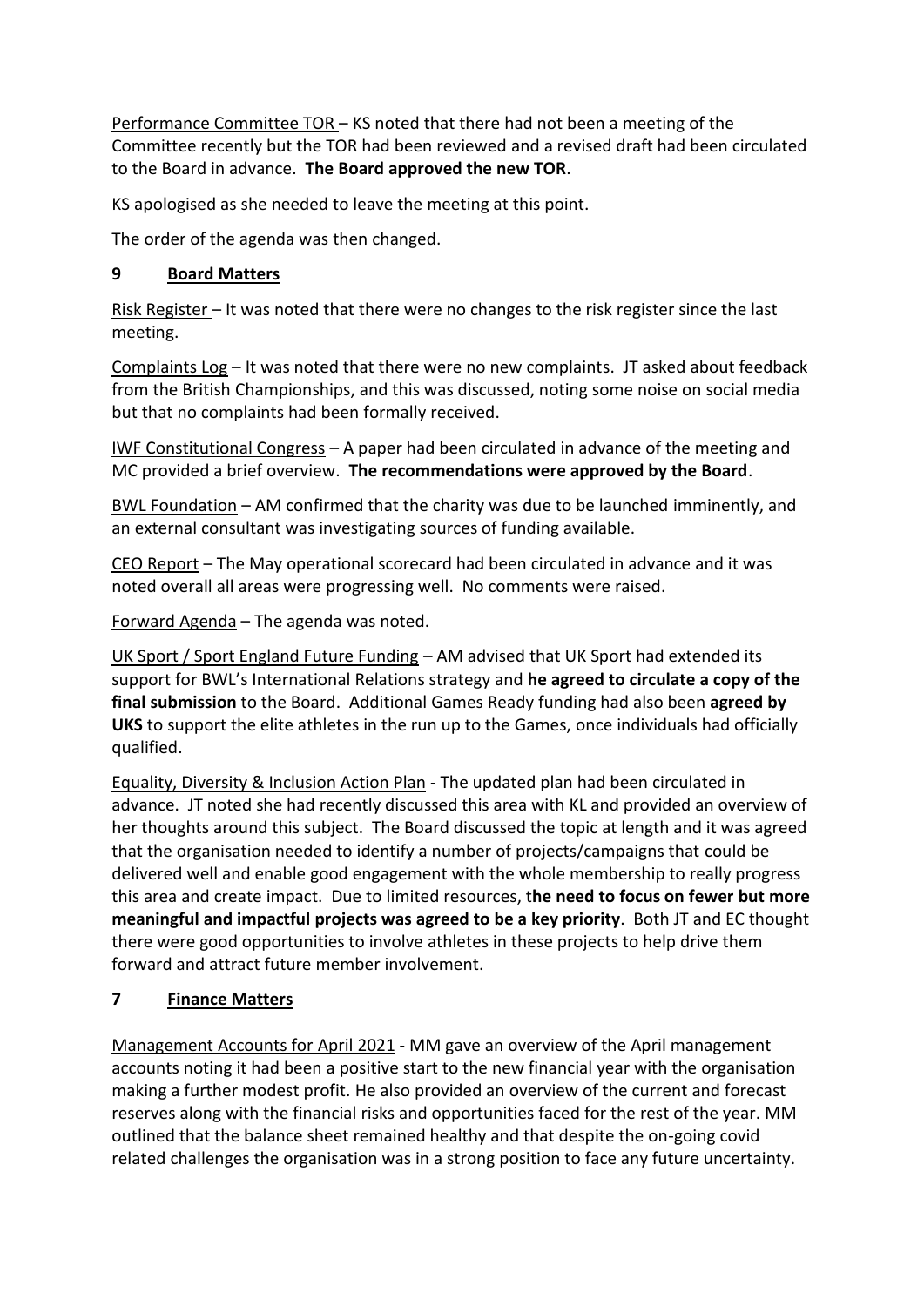Performance Committee TOR – KS noted that there had not been a meeting of the Committee recently but the TOR had been reviewed and a revised draft had been circulated to the Board in advance. **The Board approved the new TOR**.

KS apologised as she needed to leave the meeting at this point.

The order of the agenda was then changed.

## 9 Board Matters

Risk Register – It was noted that there were no changes to the risk register since the last meeting.

Complaints Log – It was noted that there were no new complaints. JT asked about feedback from the British Championships, and this was discussed, noting some noise on social media but that no complaints had been formally received.

IWF Constitutional Congress – A paper had been circulated in advance of the meeting and MC provided a brief overview. **The recommendations were approved by the Board**.

BWL Foundation – AM confirmed that the charity was due to be launched imminently, and an external consultant was investigating sources of funding available.

CEO Report – The May operational scorecard had been circulated in advance and it was noted overall all areas were progressing well. No comments were raised.

Forward Agenda – The agenda was noted.

UK Sport / Sport England Future Funding – AM advised that UK Sport had extended its support for BWL's International Relations strategy and **he agreed to circulate a copy of the final submission** to the Board. Additional Games Ready funding had also been **agreed by UKS** to support the elite athletes in the run up to the Games, once individuals had officially qualified.

Equality, Diversity & Inclusion Action Plan - The updated plan had been circulated in advance. JT noted she had recently discussed this area with KL and provided an overview of her thoughts around this subject. The Board discussed the topic at length and it was agreed that the organisation needed to identify a number of projects/campaigns that could be delivered well and enable good engagement with the whole membership to really progress this area and create impact. Due to limited resources, t**he need to focus on fewer but more meaningful and impactful projects was agreed to be a key priority**. Both JT and EC thought there were good opportunities to involve athletes in these projects to help drive them forward and attract future member involvement.

## 7 Finance Matters

Management Accounts for April 2021 - MM gave an overview of the April management accounts noting it had been a positive start to the new financial year with the organisation making a further modest profit. He also provided an overview of the current and forecast reserves along with the financial risks and opportunities faced for the rest of the year. MM outlined that the balance sheet remained healthy and that despite the on-going covid related challenges the organisation was in a strong position to face any future uncertainty.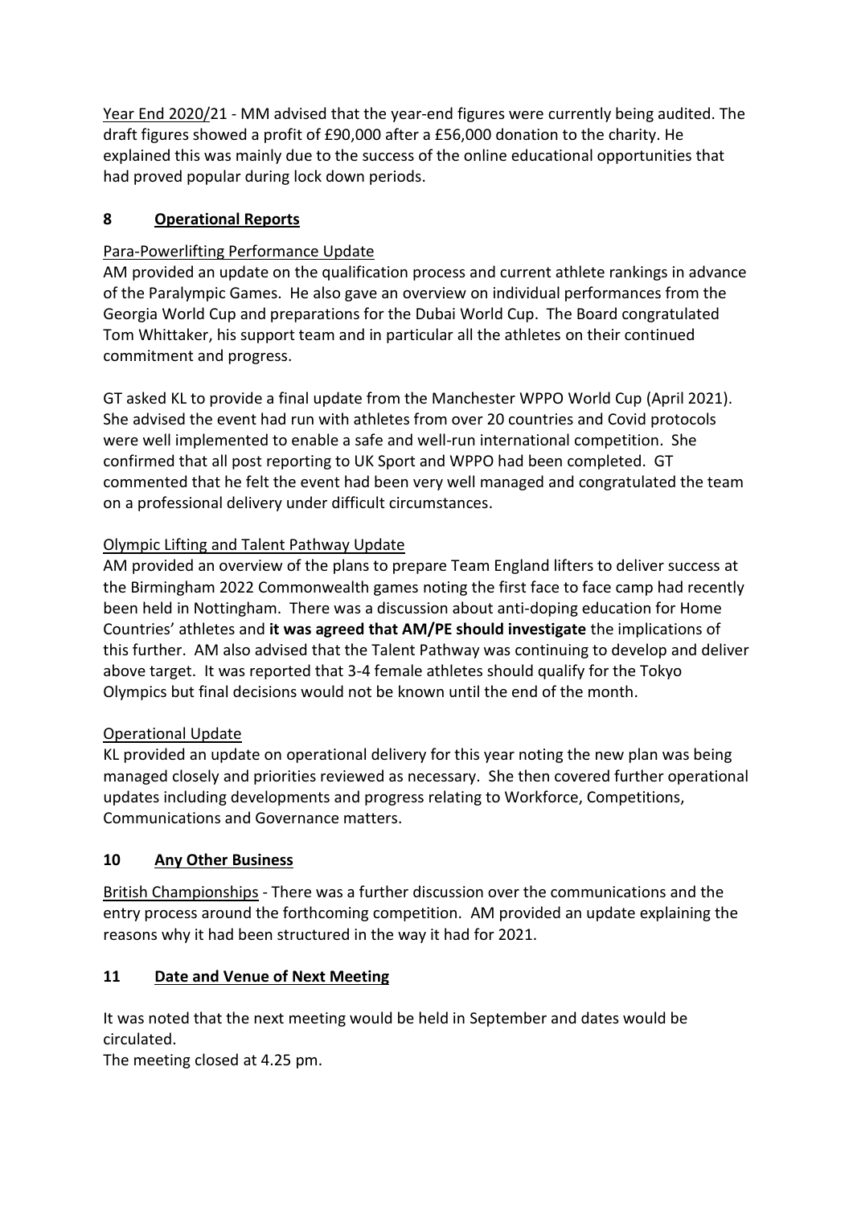<u>Year End 2020/</u>21 - MM advised that the year-end figures were currently being audited. The draft figures showed a profit of £90,000 after a £56,000 donation to the charity. He explained this was mainly due to the success of the online educational opportunities that had proved popular during lock down periods.

## 8 Operational Reports

<u>Para-Powerlifting Performance Update</u>

AM provided an update on the qualification process and current athlete rankings in advance of the Paralympic Games. He also gave an overview on individual performances from the Georgia World Cup and preparations for the Dubai World Cup. The Board congratulated Tom Whittaker, his support team and in particular all the athletes on their continued commitment and progress.

GT asked KL to provide a final update from the Manchester WPPO World Cup (April 2021). She advised the event had run with athletes from over 20 countries and Covid protocols were well implemented to enable a safe and well-run international competition. She confirmed that all post reporting to UK Sport and WPPO had been completed. GT commented that he felt the event had been very well managed and congratulated the team on a professional delivery under difficult circumstances.

<u>Olympic Lifting and Talent Pathway Update</u>

AM provided an overview of the plans to prepare Team England lifters to deliver success at the Birmingham 2022 Commonwealth games noting the first face to face camp had recently been held in Nottingham. There was a discussion about anti-doping education for Home Countries' athletes and **it was agreed that AM/PE should investigate** the implications of this further. AM also advised that the Talent Pathway was continuing to develop and deliver above target. It was reported that 3-4 female athletes should qualify for the Tokyo Olympics but final decisions would not be known until the end of the month.

<u>Operational Update</u>

KL provided an update on operational delivery for this year noting the new plan was being managed closely and priorities reviewed as necessary. She then covered further operational updates including developments and progress relating to Workforce, Competitions, Communications and Governance matters.

## 10 Any Other Business

<u>British Championships</u> - There was a further discussion over the communications and the entry process around the forthcoming competition. AM provided an update explaining the reasons why it had been structured in the way it had for 2021.

## 11 Date and Venue of Next Meeting

It was noted that the next meeting would be held in September and dates would be circulated.

The meeting closed at 4.25 pm.